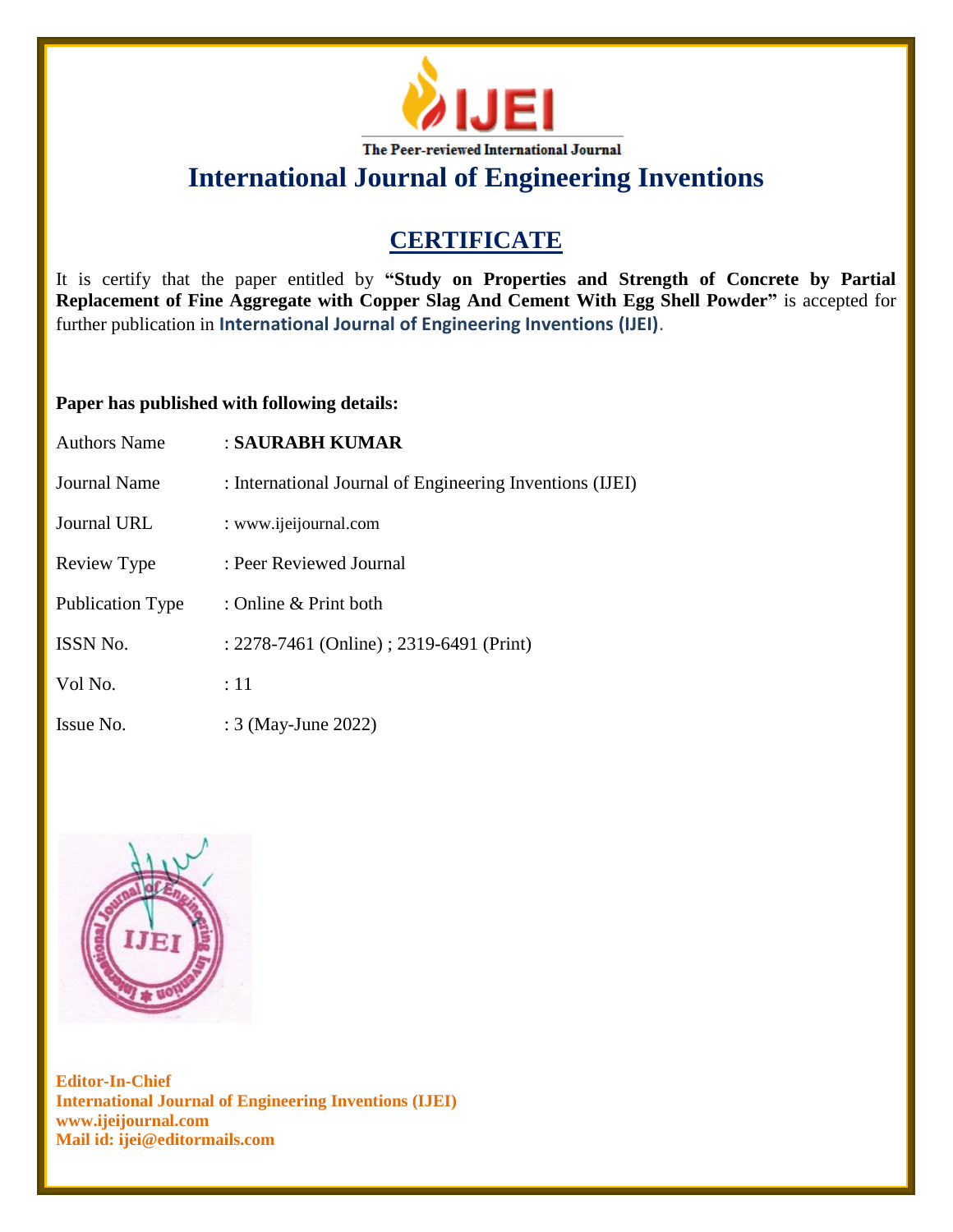IJEI

The Peer-reviewed International Journal

# International Journal of Engineering Inventions

## CERTIFICATE

It is certify that the paper entitled by **"Study on Properties and Strength of Concrete by Partial Replacement of Fine Aggregate with Copper Slag And Cement With Egg Shell Powder"** is accepted for further publication in **International Journal of Engineering Inventions (IJEI)**.

**Paper has published with following details:**

| | |
|---|---|
| Authors Name | : **SAURABH KUMAR** |
| Journal Name | : International Journal of Engineering Inventions (IJEI) |
| Journal URL | : www.ijeijournal.com |
| Review Type | : Peer Reviewed Journal |
| Publication Type | : Online & Print both |
| ISSN No. | : 2278-7461 (Online) ; 2319-6491 (Print) |
| Vol No. | : 11 |
| Issue No. | : 3 (May-June 2022) |

**Editor-In-Chief**
**International Journal of Engineering Inventions (IJEI)**
**www.ijeijournal.com**
**Mail id: ijei@editormails.com**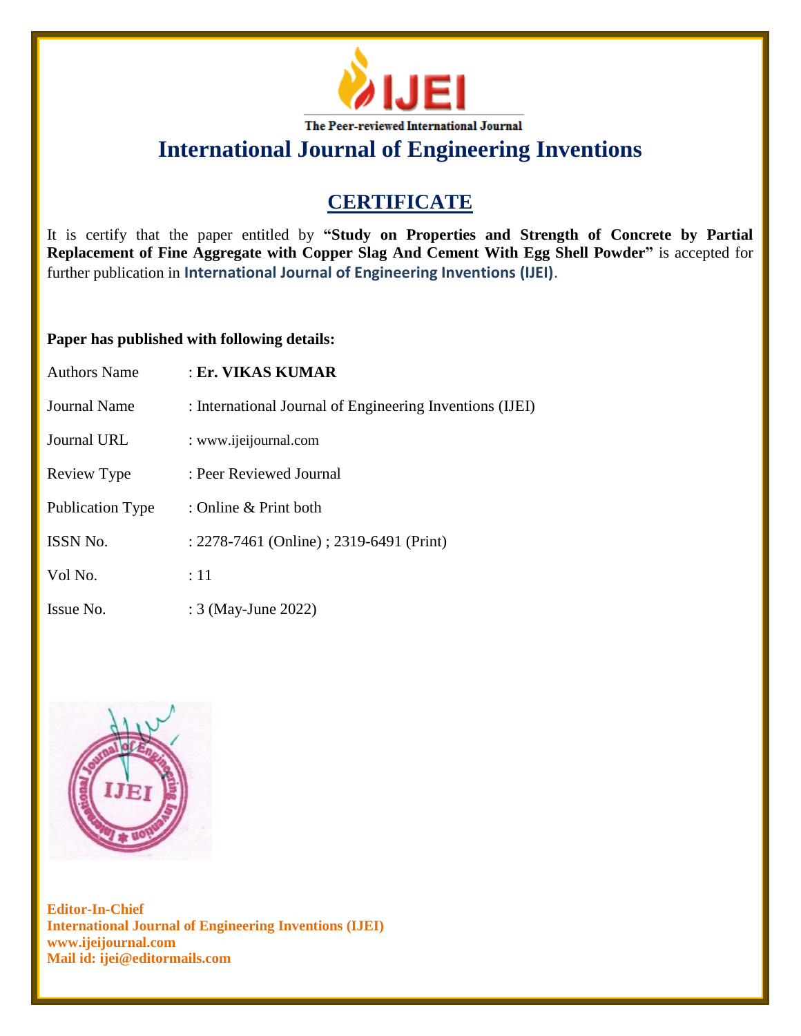IJEI

The Peer-reviewed International Journal

# International Journal of Engineering Inventions

## CERTIFICATE

It is certify that the paper entitled by **"Study on Properties and Strength of Concrete by Partial Replacement of Fine Aggregate with Copper Slag And Cement With Egg Shell Powder"** is accepted for further publication in **International Journal of Engineering Inventions (IJEI)**.

**Paper has published with following details:**

| | |
|---|---|
| Authors Name | : **Er. VIKAS KUMAR** |
| Journal Name | : International Journal of Engineering Inventions (IJEI) |
| Journal URL | : www.ijeijournal.com |
| Review Type | : Peer Reviewed Journal |
| Publication Type | : Online & Print both |
| ISSN No. | : 2278-7461 (Online) ; 2319-6491 (Print) |
| Vol No. | : 11 |
| Issue No. | : 3 (May-June 2022) |

**Editor-In-Chief**
**International Journal of Engineering Inventions (IJEI)**
**www.ijeijournal.com**
**Mail id: ijei@editormails.com**